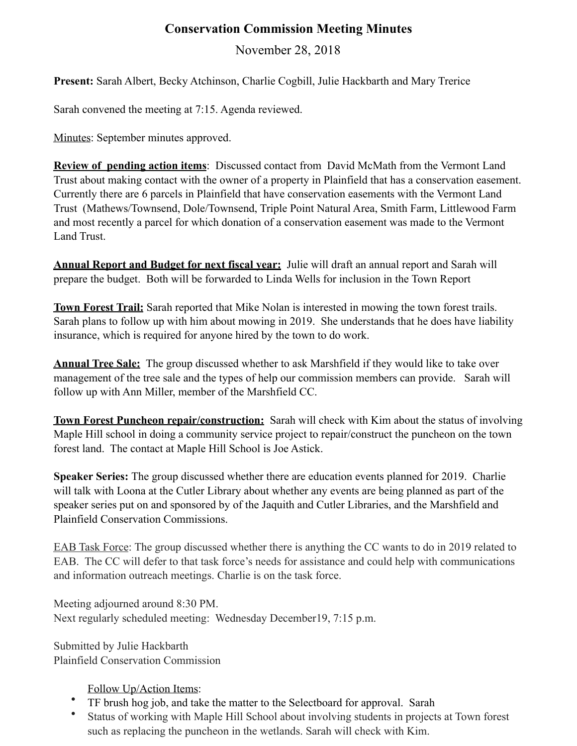# Conservation Commission Meeting Minutes

November 28, 2018

**Present:** Sarah Albert, Becky Atchinson, Charlie Cogbill, Julie Hackbarth and Mary Trerice

Sarah convened the meeting at 7:15. Agenda reviewed.

Minutes: September minutes approved.

**Review of pending action items**: Discussed contact from David McMath from the Vermont Land Trust about making contact with the owner of a property in Plainfield that has a conservation easement. Currently there are 6 parcels in Plainfield that have conservation easements with the Vermont Land Trust (Mathews/Townsend, Dole/Townsend, Triple Point Natural Area, Smith Farm, Littlewood Farm and most recently a parcel for which donation of a conservation easement was made to the Vermont Land Trust.

**Annual Report and Budget for next fiscal year:** Julie will draft an annual report and Sarah will prepare the budget. Both will be forwarded to Linda Wells for inclusion in the Town Report

**Town Forest Trail:** Sarah reported that Mike Nolan is interested in mowing the town forest trails. Sarah plans to follow up with him about mowing in 2019. She understands that he does have liability insurance, which is required for anyone hired by the town to do work.

**Annual Tree Sale:** The group discussed whether to ask Marshfield if they would like to take over management of the tree sale and the types of help our commission members can provide. Sarah will follow up with Ann Miller, member of the Marshfield CC.

**Town Forest Puncheon repair/construction:** Sarah will check with Kim about the status of involving Maple Hill school in doing a community service project to repair/construct the puncheon on the town forest land. The contact at Maple Hill School is Joe Astick.

**Speaker Series:** The group discussed whether there are education events planned for 2019. Charlie will talk with Loona at the Cutler Library about whether any events are being planned as part of the speaker series put on and sponsored by of the Jaquith and Cutler Libraries, and the Marshfield and Plainfield Conservation Commissions.

EAB Task Force: The group discussed whether there is anything the CC wants to do in 2019 related to EAB. The CC will defer to that task force's needs for assistance and could help with communications and information outreach meetings. Charlie is on the task force.

Meeting adjourned around 8:30 PM.
Next regularly scheduled meeting: Wednesday December19, 7:15 p.m.

Submitted by Julie Hackbarth
Plainfield Conservation Commission

Follow Up/Action Items:

- TF brush hog job, and take the matter to the Selectboard for approval. Sarah
- Status of working with Maple Hill School about involving students in projects at Town forest such as replacing the puncheon in the wetlands. Sarah will check with Kim.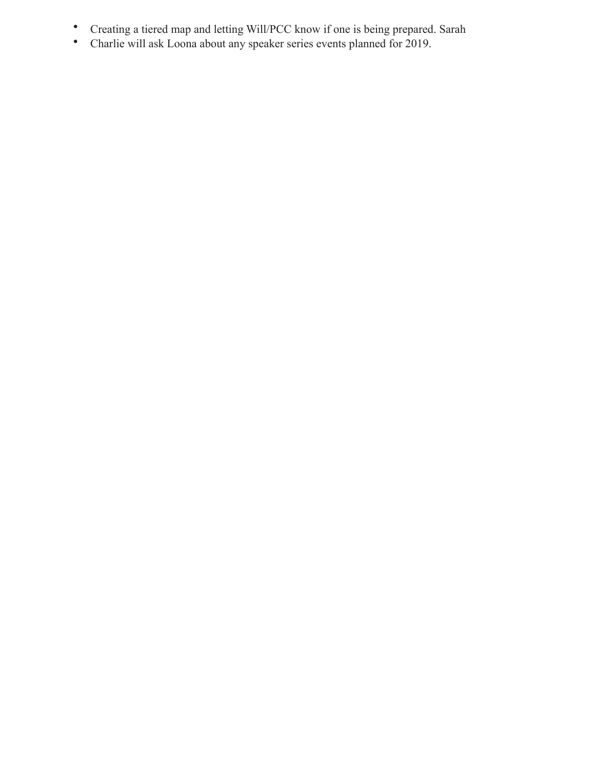- Creating a tiered map and letting Will/PCC know if one is being prepared. Sarah
- Charlie will ask Loona about any speaker series events planned for 2019.